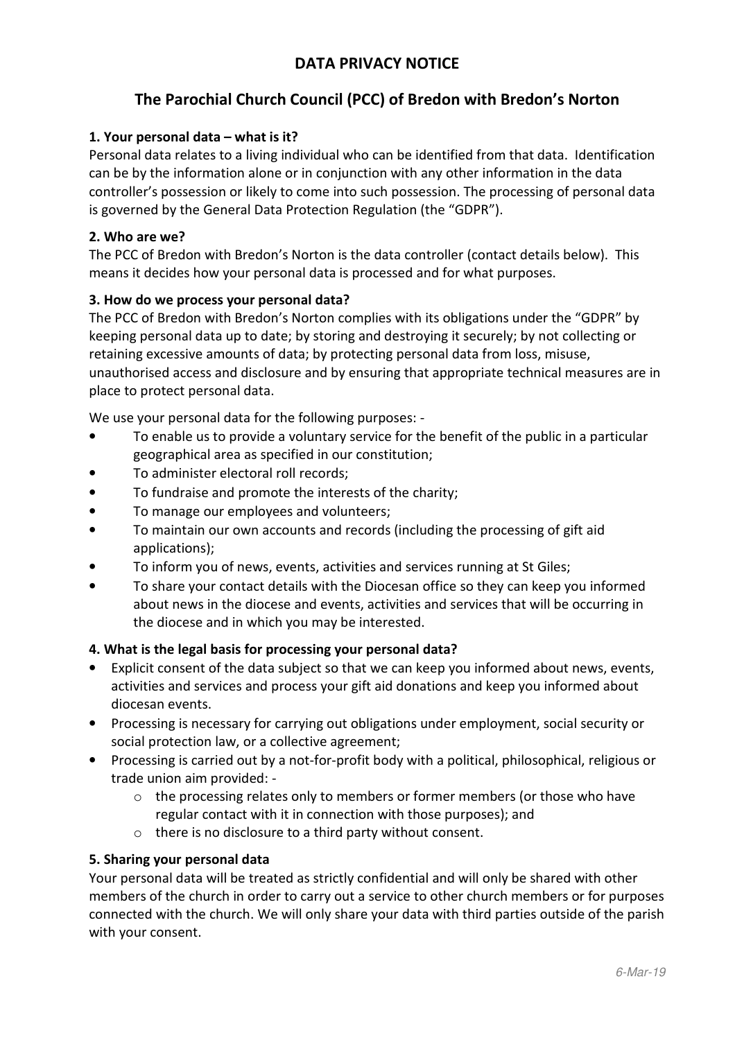# DATA PRIVACY NOTICE

## The Parochial Church Council (PCC) of Bredon with Bredon's Norton

### 1. Your personal data – what is it?

Personal data relates to a living individual who can be identified from that data. Identification can be by the information alone or in conjunction with any other information in the data controller's possession or likely to come into such possession. The processing of personal data is governed by the General Data Protection Regulation (the "GDPR").

### 2. Who are we?

The PCC of Bredon with Bredon's Norton is the data controller (contact details below). This means it decides how your personal data is processed and for what purposes.

### 3. How do we process your personal data?

The PCC of Bredon with Bredon's Norton complies with its obligations under the "GDPR" by keeping personal data up to date; by storing and destroying it securely; by not collecting or retaining excessive amounts of data; by protecting personal data from loss, misuse, unauthorised access and disclosure and by ensuring that appropriate technical measures are in place to protect personal data.

We use your personal data for the following purposes: -

- To enable us to provide a voluntary service for the benefit of the public in a particular geographical area as specified in our constitution;
- To administer electoral roll records;
- To fundraise and promote the interests of the charity;
- To manage our employees and volunteers;
- To maintain our own accounts and records (including the processing of gift aid applications);
- To inform you of news, events, activities and services running at St Giles;
- To share your contact details with the Diocesan office so they can keep you informed about news in the diocese and events, activities and services that will be occurring in the diocese and in which you may be interested.

### 4. What is the legal basis for processing your personal data?

- Explicit consent of the data subject so that we can keep you informed about news, events, activities and services and process your gift aid donations and keep you informed about diocesan events.
- Processing is necessary for carrying out obligations under employment, social security or social protection law, or a collective agreement;
- Processing is carried out by a not-for-profit body with a political, philosophical, religious or trade union aim provided: -
  - the processing relates only to members or former members (or those who have regular contact with it in connection with those purposes); and
  - there is no disclosure to a third party without consent.

### 5. Sharing your personal data

Your personal data will be treated as strictly confidential and will only be shared with other members of the church in order to carry out a service to other church members or for purposes connected with the church. We will only share your data with third parties outside of the parish with your consent.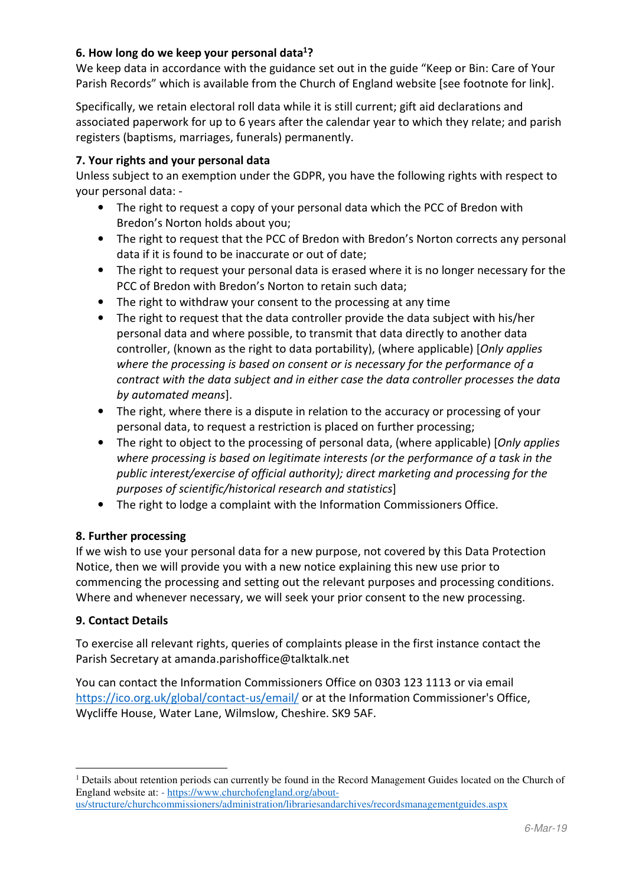### 6. How long do we keep your personal data[1]?

We keep data in accordance with the guidance set out in the guide "Keep or Bin: Care of Your Parish Records" which is available from the Church of England website [see footnote for link].

Specifically, we retain electoral roll data while it is still current; gift aid declarations and associated paperwork for up to 6 years after the calendar year to which they relate; and parish registers (baptisms, marriages, funerals) permanently.

### 7. Your rights and your personal data

Unless subject to an exemption under the GDPR, you have the following rights with respect to your personal data: -

- The right to request a copy of your personal data which the PCC of Bredon with Bredon's Norton holds about you;
- The right to request that the PCC of Bredon with Bredon's Norton corrects any personal data if it is found to be inaccurate or out of date;
- The right to request your personal data is erased where it is no longer necessary for the PCC of Bredon with Bredon's Norton to retain such data;
- The right to withdraw your consent to the processing at any time
- The right to request that the data controller provide the data subject with his/her personal data and where possible, to transmit that data directly to another data controller, (known as the right to data portability), (where applicable) [*Only applies where the processing is based on consent or is necessary for the performance of a contract with the data subject and in either case the data controller processes the data by automated means*].
- The right, where there is a dispute in relation to the accuracy or processing of your personal data, to request a restriction is placed on further processing;
- The right to object to the processing of personal data, (where applicable) [*Only applies where processing is based on legitimate interests (or the performance of a task in the public interest/exercise of official authority); direct marketing and processing for the purposes of scientific/historical research and statistics*]
- The right to lodge a complaint with the Information Commissioners Office.

### 8. Further processing

If we wish to use your personal data for a new purpose, not covered by this Data Protection Notice, then we will provide you with a new notice explaining this new use prior to commencing the processing and setting out the relevant purposes and processing conditions. Where and whenever necessary, we will seek your prior consent to the new processing.

### 9. Contact Details

To exercise all relevant rights, queries of complaints please in the first instance contact the Parish Secretary at amanda.parishoffice@talktalk.net

You can contact the Information Commissioners Office on 0303 123 1113 or via email https://ico.org.uk/global/contact-us/email/ or at the Information Commissioner's Office, Wycliffe House, Water Lane, Wilmslow, Cheshire. SK9 5AF.

---

[1] Details about retention periods can currently be found in the Record Management Guides located on the Church of England website at: - https://www.churchofengland.org/about-us/structure/churchcommissioners/administration/librariesandarchives/recordsmanagementguides.aspx

6-Mar-19